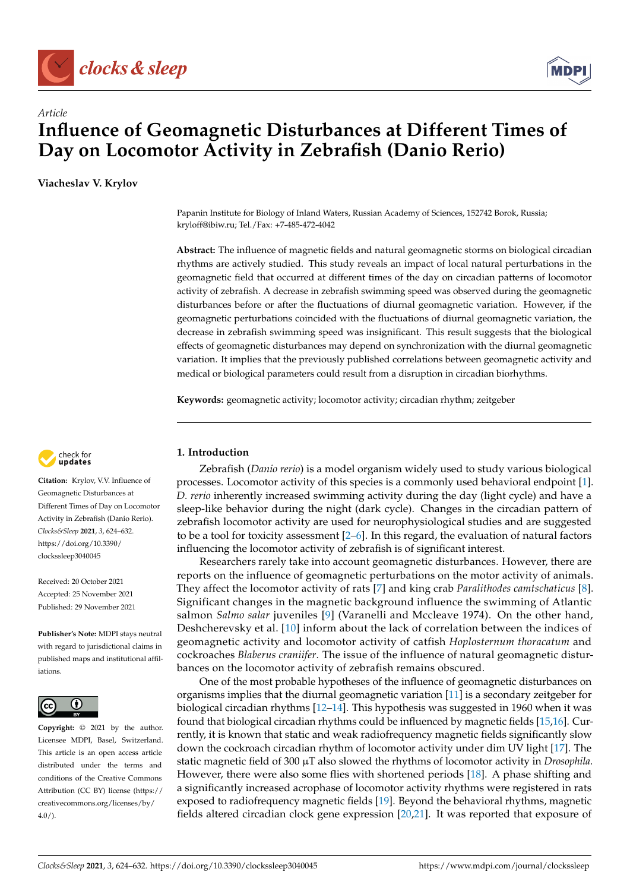*Article*

# Influence of Geomagnetic Disturbances at Different Times of Day on Locomotor Activity in Zebrafish (Danio Rerio)

**Viacheslav V. Krylov**

Papanin Institute for Biology of Inland Waters, Russian Academy of Sciences, 152742 Borok, Russia; kryloff@ibiw.ru; Tel./Fax: +7-485-472-4042

**Abstract:** The influence of magnetic fields and natural geomagnetic storms on biological circadian rhythms are actively studied. This study reveals an impact of local natural perturbations in the geomagnetic field that occurred at different times of the day on circadian patterns of locomotor activity of zebrafish. A decrease in zebrafish swimming speed was observed during the geomagnetic disturbances before or after the fluctuations of diurnal geomagnetic variation. However, if the geomagnetic perturbations coincided with the fluctuations of diurnal geomagnetic variation, the decrease in zebrafish swimming speed was insignificant. This result suggests that the biological effects of geomagnetic disturbances may depend on synchronization with the diurnal geomagnetic variation. It implies that the previously published correlations between geomagnetic activity and medical or biological parameters could result from a disruption in circadian biorhythms.

**Keywords:** geomagnetic activity; locomotor activity; circadian rhythm; zeitgeber

**Citation:** Krylov, V.V. Influence of Geomagnetic Disturbances at Different Times of Day on Locomotor Activity in Zebrafish (Danio Rerio). *Clocks&Sleep* **2021**, *3*, 624–632. https://doi.org/10.3390/clockssleep3040045

Received: 20 October 2021
Accepted: 25 November 2021
Published: 29 November 2021

**Publisher's Note:** MDPI stays neutral with regard to jurisdictional claims in published maps and institutional affiliations.

**Copyright:** © 2021 by the author. Licensee MDPI, Basel, Switzerland. This article is an open access article distributed under the terms and conditions of the Creative Commons Attribution (CC BY) license (https://creativecommons.org/licenses/by/4.0/).

## 1. Introduction

Zebrafish (*Danio rerio*) is a model organism widely used to study various biological processes. Locomotor activity of this species is a commonly used behavioral endpoint [1]. *D. rerio* inherently increased swimming activity during the day (light cycle) and have a sleep-like behavior during the night (dark cycle). Changes in the circadian pattern of zebrafish locomotor activity are used for neurophysiological studies and are suggested to be a tool for toxicity assessment [2–6]. In this regard, the evaluation of natural factors influencing the locomotor activity of zebrafish is of significant interest.

Researchers rarely take into account geomagnetic disturbances. However, there are reports on the influence of geomagnetic perturbations on the motor activity of animals. They affect the locomotor activity of rats [7] and king crab *Paralithodes camtschaticus* [8]. Significant changes in the magnetic background influence the swimming of Atlantic salmon *Salmo salar* juveniles [9] (Varanelli and Mccleave 1974). On the other hand, Deshcherevsky et al. [10] inform about the lack of correlation between the indices of geomagnetic activity and locomotor activity of catfish *Hoplosternum thoracatum* and cockroaches *Blaberus craniifer*. The issue of the influence of natural geomagnetic disturbances on the locomotor activity of zebrafish remains obscured.

One of the most probable hypotheses of the influence of geomagnetic disturbances on organisms implies that the diurnal geomagnetic variation [11] is a secondary zeitgeber for biological circadian rhythms [12–14]. This hypothesis was suggested in 1960 when it was found that biological circadian rhythms could be influenced by magnetic fields [15,16]. Currently, it is known that static and weak radiofrequency magnetic fields significantly slow down the cockroach circadian rhythm of locomotor activity under dim UV light [17]. The static magnetic field of 300 μT also slowed the rhythms of locomotor activity in *Drosophila*. However, there were also some flies with shortened periods [18]. A phase shifting and a significantly increased acrophase of locomotor activity rhythms were registered in rats exposed to radiofrequency magnetic fields [19]. Beyond the behavioral rhythms, magnetic fields altered circadian clock gene expression [20,21]. It was reported that exposure of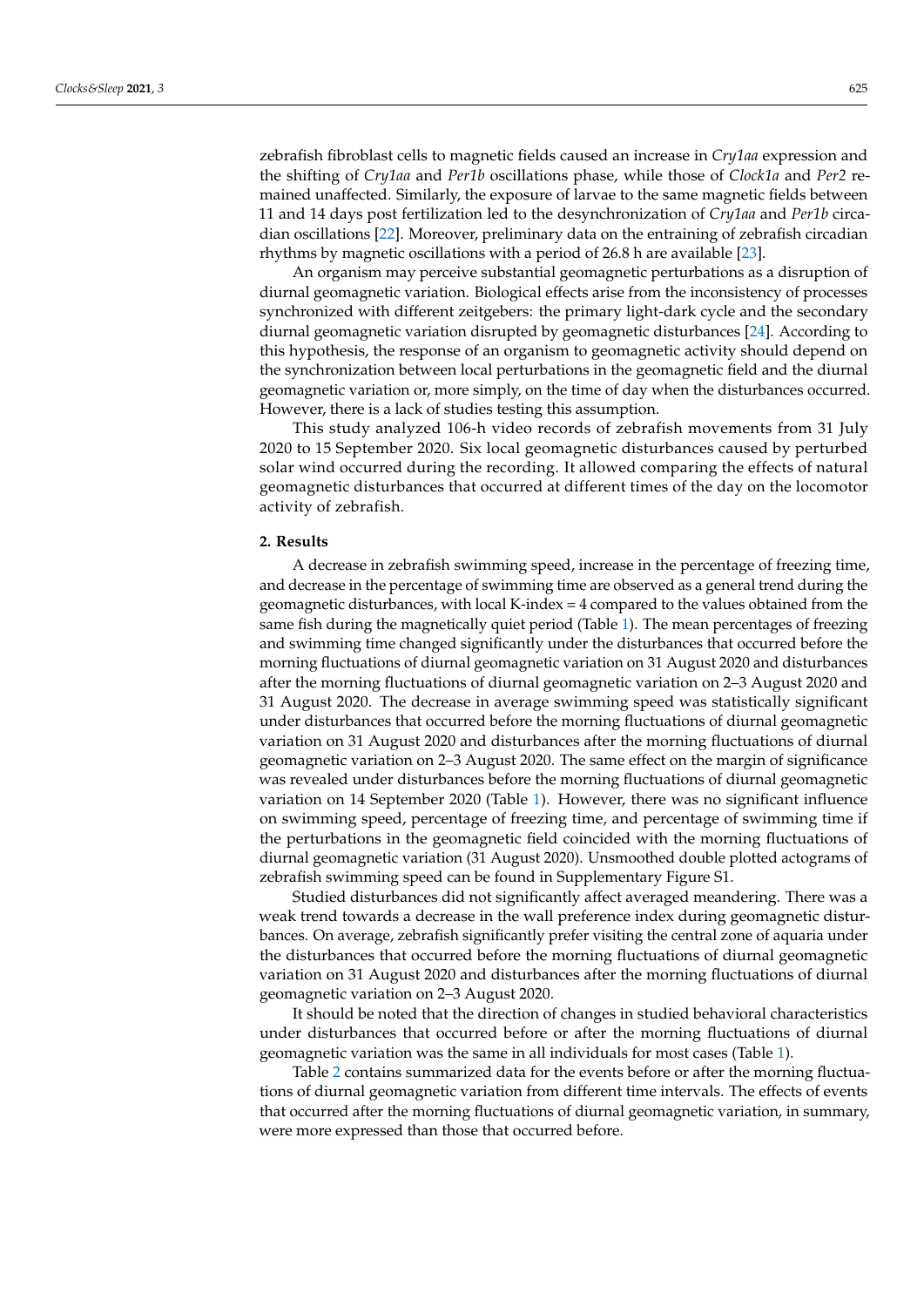zebrafish fibroblast cells to magnetic fields caused an increase in *Cry1aa* expression and the shifting of *Cry1aa* and *Per1b* oscillations phase, while those of *Clock1a* and *Per2* remained unaffected. Similarly, the exposure of larvae to the same magnetic fields between 11 and 14 days post fertilization led to the desynchronization of *Cry1aa* and *Per1b* circadian oscillations [22]. Moreover, preliminary data on the entraining of zebrafish circadian rhythms by magnetic oscillations with a period of 26.8 h are available [23].

An organism may perceive substantial geomagnetic perturbations as a disruption of diurnal geomagnetic variation. Biological effects arise from the inconsistency of processes synchronized with different zeitgebers: the primary light-dark cycle and the secondary diurnal geomagnetic variation disrupted by geomagnetic disturbances [24]. According to this hypothesis, the response of an organism to geomagnetic activity should depend on the synchronization between local perturbations in the geomagnetic field and the diurnal geomagnetic variation or, more simply, on the time of day when the disturbances occurred. However, there is a lack of studies testing this assumption.

This study analyzed 106-h video records of zebrafish movements from 31 July 2020 to 15 September 2020. Six local geomagnetic disturbances caused by perturbed solar wind occurred during the recording. It allowed comparing the effects of natural geomagnetic disturbances that occurred at different times of the day on the locomotor activity of zebrafish.

## 2. Results

A decrease in zebrafish swimming speed, increase in the percentage of freezing time, and decrease in the percentage of swimming time are observed as a general trend during the geomagnetic disturbances, with local K-index = 4 compared to the values obtained from the same fish during the magnetically quiet period (Table 1). The mean percentages of freezing and swimming time changed significantly under the disturbances that occurred before the morning fluctuations of diurnal geomagnetic variation on 31 August 2020 and disturbances after the morning fluctuations of diurnal geomagnetic variation on 2–3 August 2020 and 31 August 2020. The decrease in average swimming speed was statistically significant under disturbances that occurred before the morning fluctuations of diurnal geomagnetic variation on 31 August 2020 and disturbances after the morning fluctuations of diurnal geomagnetic variation on 2–3 August 2020. The same effect on the margin of significance was revealed under disturbances before the morning fluctuations of diurnal geomagnetic variation on 14 September 2020 (Table 1). However, there was no significant influence on swimming speed, percentage of freezing time, and percentage of swimming time if the perturbations in the geomagnetic field coincided with the morning fluctuations of diurnal geomagnetic variation (31 August 2020). Unsmoothed double plotted actograms of zebrafish swimming speed can be found in Supplementary Figure S1.

Studied disturbances did not significantly affect averaged meandering. There was a weak trend towards a decrease in the wall preference index during geomagnetic disturbances. On average, zebrafish significantly prefer visiting the central zone of aquaria under the disturbances that occurred before the morning fluctuations of diurnal geomagnetic variation on 31 August 2020 and disturbances after the morning fluctuations of diurnal geomagnetic variation on 2–3 August 2020.

It should be noted that the direction of changes in studied behavioral characteristics under disturbances that occurred before or after the morning fluctuations of diurnal geomagnetic variation was the same in all individuals for most cases (Table 1).

Table 2 contains summarized data for the events before or after the morning fluctuations of diurnal geomagnetic variation from different time intervals. The effects of events that occurred after the morning fluctuations of diurnal geomagnetic variation, in summary, were more expressed than those that occurred before.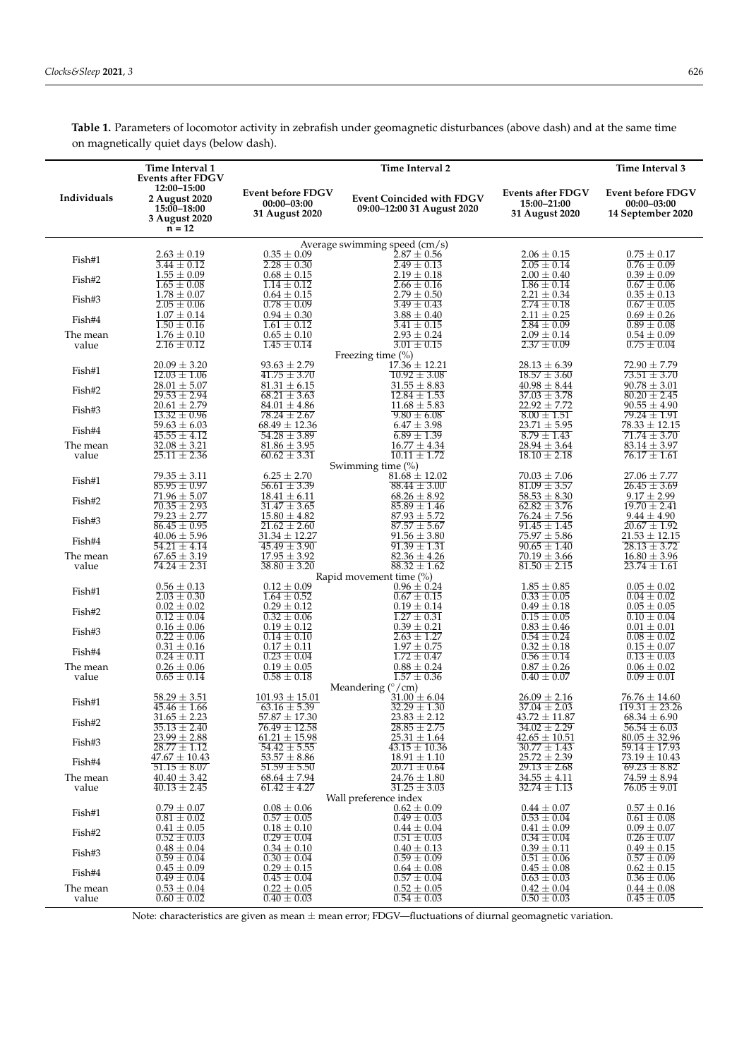**Table 1.** Parameters of locomotor activity in zebrafish under geomagnetic disturbances (above dash) and at the same time on magnetically quiet days (below dash).

| Individuals | Time Interval 1<br>Events after FDGV<br>12:00–15:00<br>2 August 2020<br>15:00–18:00<br>3 August 2020<br>n = 12 | Time Interval 2<br>Event before FDGV<br>00:00–03:00<br>31 August 2020 | Time Interval 2<br>Event Coincided with FDGV<br>09:00–12:00 31 August 2020 | Time Interval 2<br>Events after FDGV<br>15:00–21:00<br>31 August 2020 | Time Interval 3<br>Event before FDGV<br>00:00–03:00<br>14 September 2020 |
|---|---|---|---|---|---|
| | | | Average swimming speed (cm/s) | | |
| Fish#1 | 2.63 ± 0.19<br>3.44 ± 0.12 | 0.35 ± 0.09<br>2.28 ± 0.30 | 2.87 ± 0.56<br>2.49 ± 0.13 | 2.06 ± 0.15<br>2.05 ± 0.14 | 0.75 ± 0.17<br>0.76 ± 0.09 |
| Fish#2 | 1.55 ± 0.09<br>1.65 ± 0.08 | 0.68 ± 0.15<br>1.14 ± 0.12 | 2.19 ± 0.18<br>2.66 ± 0.16 | 2.00 ± 0.40<br>1.86 ± 0.14 | 0.39 ± 0.09<br>0.67 ± 0.06 |
| Fish#3 | 1.78 ± 0.07<br>2.05 ± 0.06 | 0.64 ± 0.15<br>0.78 ± 0.09 | 2.79 ± 0.50<br>3.49 ± 0.43 | 2.21 ± 0.34<br>2.74 ± 0.18 | 0.35 ± 0.13<br>0.67 ± 0.05 |
| Fish#4 | 1.07 ± 0.14<br>1.50 ± 0.16 | 0.94 ± 0.30<br>1.61 ± 0.12 | 3.88 ± 0.40<br>3.41 ± 0.15 | 2.11 ± 0.25<br>2.84 ± 0.09 | 0.69 ± 0.26<br>0.89 ± 0.08 |
| The mean value | 1.76 ± 0.10<br>2.16 ± 0.12 | 0.65 ± 0.10<br>1.45 ± 0.14 | 2.93 ± 0.24<br>3.01 ± 0.15 | 2.09 ± 0.14<br>2.37 ± 0.09 | 0.54 ± 0.09<br>0.75 ± 0.04 |
| | | | Freezing time (%) | | |
| Fish#1 | 20.09 ± 3.20<br>12.03 ± 1.06 | 93.63 ± 2.79<br>41.75 ± 3.70 | 17.36 ± 12.21<br>10.92 ± 3.08 | 28.13 ± 6.39<br>18.57 ± 3.60 | 72.90 ± 7.79<br>73.51 ± 3.70 |
| Fish#2 | 28.01 ± 5.07<br>29.53 ± 2.94 | 81.31 ± 6.15<br>68.21 ± 3.63 | 31.55 ± 8.83<br>12.84 ± 1.53 | 40.98 ± 8.44<br>37.03 ± 3.78 | 90.78 ± 3.01<br>80.20 ± 2.45 |
| Fish#3 | 20.61 ± 2.79<br>13.32 ± 0.96 | 84.01 ± 4.86<br>78.24 ± 2.67 | 11.68 ± 5.83<br>9.80 ± 6.08 | 22.92 ± 7.72<br>8.00 ± 1.51 | 90.55 ± 4.90<br>79.24 ± 1.91 |
| Fish#4 | 59.63 ± 6.03<br>45.55 ± 4.12 | 68.49 ± 12.36<br>54.28 ± 3.89 | 6.47 ± 3.98<br>6.89 ± 1.39 | 23.71 ± 5.95<br>8.79 ± 1.43 | 78.33 ± 12.15<br>71.74 ± 3.70 |
| The mean value | 32.08 ± 3.21<br>25.11 ± 2.36 | 81.86 ± 3.95<br>60.62 ± 3.31 | 16.77 ± 4.34<br>10.11 ± 1.72 | 28.94 ± 3.64<br>18.10 ± 2.18 | 83.14 ± 3.97<br>76.17 ± 1.61 |
| | | | Swimming time (%) | | |
| Fish#1 | 79.35 ± 3.11<br>85.95 ± 0.97 | 6.25 ± 2.70<br>56.61 ± 3.39 | 81.68 ± 12.02<br>88.44 ± 3.00 | 70.03 ± 7.06<br>81.09 ± 3.57 | 27.06 ± 7.77<br>26.45 ± 3.69 |
| Fish#2 | 71.96 ± 5.07<br>70.35 ± 2.93 | 18.41 ± 6.11<br>31.47 ± 3.65 | 68.26 ± 8.92<br>85.89 ± 1.46 | 58.53 ± 8.30<br>62.82 ± 3.76 | 9.17 ± 2.99<br>19.70 ± 2.41 |
| Fish#3 | 79.23 ± 2.77<br>86.45 ± 0.95 | 15.80 ± 4.82<br>21.62 ± 2.60 | 87.93 ± 5.72<br>87.57 ± 5.67 | 76.24 ± 7.56<br>91.45 ± 1.45 | 9.44 ± 4.90<br>20.67 ± 1.92 |
| Fish#4 | 40.06 ± 5.96<br>54.21 ± 4.14 | 31.34 ± 12.27<br>45.49 ± 3.90 | 91.56 ± 3.80<br>91.39 ± 1.31 | 75.97 ± 5.86<br>90.65 ± 1.40 | 21.53 ± 12.15<br>28.13 ± 3.72 |
| The mean value | 67.65 ± 3.19<br>74.24 ± 2.31 | 17.95 ± 3.92<br>38.80 ± 3.20 | 82.36 ± 4.26<br>88.32 ± 1.62 | 70.19 ± 3.66<br>81.50 ± 2.15 | 16.80 ± 3.96<br>23.74 ± 1.61 |
| | | | Rapid movement time (%) | | |
| Fish#1 | 0.56 ± 0.13<br>2.03 ± 0.30 | 0.12 ± 0.09<br>1.64 ± 0.52 | 0.96 ± 0.24<br>0.67 ± 0.15 | 1.85 ± 0.85<br>0.33 ± 0.05 | 0.05 ± 0.02<br>0.04 ± 0.02 |
| Fish#2 | 0.02 ± 0.02<br>0.12 ± 0.04 | 0.29 ± 0.12<br>0.32 ± 0.06 | 0.19 ± 0.14<br>1.27 ± 0.31 | 0.49 ± 0.18<br>0.15 ± 0.05 | 0.05 ± 0.05<br>0.10 ± 0.04 |
| Fish#3 | 0.16 ± 0.06<br>0.22 ± 0.06 | 0.19 ± 0.12<br>0.14 ± 0.10 | 0.39 ± 0.21<br>2.63 ± 1.27 | 0.83 ± 0.46<br>0.54 ± 0.24 | 0.01 ± 0.01<br>0.08 ± 0.02 |
| Fish#4 | 0.31 ± 0.16<br>0.24 ± 0.11 | 0.17 ± 0.11<br>0.23 ± 0.04 | 1.97 ± 0.75<br>1.72 ± 0.47 | 0.32 ± 0.18<br>0.56 ± 0.14 | 0.15 ± 0.07<br>0.13 ± 0.03 |
| The mean value | 0.26 ± 0.06<br>0.65 ± 0.14 | 0.19 ± 0.05<br>0.58 ± 0.18 | 0.88 ± 0.24<br>1.57 ± 0.36 | 0.87 ± 0.26<br>0.40 ± 0.07 | 0.06 ± 0.02<br>0.09 ± 0.01 |
| | | | Meandering (°/cm) | | |
| Fish#1 | 58.29 ± 3.51<br>45.46 ± 1.66 | 101.93 ± 15.01<br>63.16 ± 5.39 | 31.00 ± 6.04<br>32.29 ± 1.30 | 26.09 ± 2.16<br>37.04 ± 2.03 | 76.76 ± 14.60<br>119.31 ± 23.26 |
| Fish#2 | 31.65 ± 2.23<br>35.13 ± 2.40 | 57.87 ± 17.30<br>76.49 ± 12.58 | 23.83 ± 2.12<br>28.85 ± 2.75 | 43.72 ± 11.87<br>34.02 ± 2.29 | 68.34 ± 6.90<br>56.54 ± 6.03 |
| Fish#3 | 23.99 ± 2.88<br>28.77 ± 1.12 | 61.21 ± 15.98<br>54.42 ± 5.55 | 25.31 ± 1.64<br>43.15 ± 10.36 | 42.65 ± 10.51<br>30.77 ± 1.43 | 80.05 ± 32.96<br>59.14 ± 17.93 |
| Fish#4 | 47.67 ± 10.43<br>51.15 ± 8.07 | 53.57 ± 8.86<br>51.59 ± 5.50 | 18.91 ± 1.10<br>20.71 ± 0.64 | 25.72 ± 2.39<br>29.13 ± 2.68 | 73.19 ± 10.43<br>69.23 ± 8.82 |
| The mean value | 40.40 ± 3.42<br>40.13 ± 2.45 | 68.64 ± 7.94<br>61.42 ± 4.27 | 24.76 ± 1.80<br>31.25 ± 3.03 | 34.55 ± 4.11<br>32.74 ± 1.13 | 74.59 ± 8.94<br>76.05 ± 9.01 |
| | | | Wall preference index | | |
| Fish#1 | 0.79 ± 0.07<br>0.81 ± 0.02 | 0.08 ± 0.06<br>0.57 ± 0.05 | 0.62 ± 0.09<br>0.49 ± 0.03 | 0.44 ± 0.07<br>0.53 ± 0.04 | 0.57 ± 0.16<br>0.61 ± 0.08 |
| Fish#2 | 0.41 ± 0.05<br>0.52 ± 0.03 | 0.18 ± 0.10<br>0.29 ± 0.04 | 0.44 ± 0.04<br>0.51 ± 0.03 | 0.41 ± 0.09<br>0.34 ± 0.04 | 0.09 ± 0.07<br>0.26 ± 0.07 |
| Fish#3 | 0.48 ± 0.04<br>0.59 ± 0.04 | 0.34 ± 0.10<br>0.30 ± 0.04 | 0.40 ± 0.13<br>0.59 ± 0.09 | 0.39 ± 0.11<br>0.51 ± 0.06 | 0.49 ± 0.15<br>0.57 ± 0.09 |
| Fish#4 | 0.45 ± 0.09<br>0.49 ± 0.04 | 0.29 ± 0.15<br>0.45 ± 0.04 | 0.64 ± 0.08<br>0.57 ± 0.04 | 0.45 ± 0.08<br>0.63 ± 0.03 | 0.62 ± 0.15<br>0.36 ± 0.06 |
| The mean value | 0.53 ± 0.04<br>0.60 ± 0.02 | 0.22 ± 0.05<br>0.40 ± 0.03 | 0.52 ± 0.05<br>0.54 ± 0.03 | 0.42 ± 0.04<br>0.50 ± 0.03 | 0.44 ± 0.08<br>0.45 ± 0.05 |

Note: characteristics are given as mean ± mean error; FDGV—fluctuations of diurnal geomagnetic variation.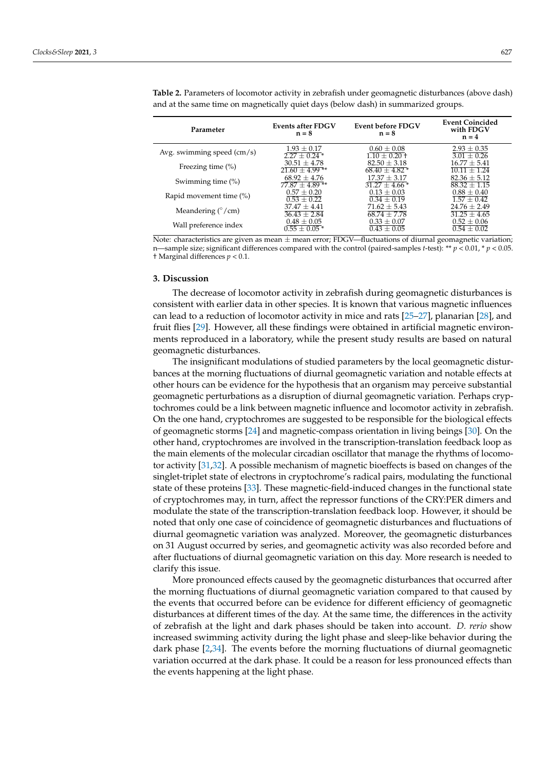**Table 2.** Parameters of locomotor activity in zebrafish under geomagnetic disturbances (above dash) and at the same time on magnetically quiet days (below dash) in summarized groups.

| Parameter | Events after FDGV n = 8 | Event before FDGV n = 8 | Event Coincided with FDGV n = 4 |
|---|---|---|---|
| Avg. swimming speed (cm/s) | 1.93 ± 0.17 / 2.27 ± 0.24 * | 0.60 ± 0.08 / 1.10 ± 0.20 † | 2.93 ± 0.35 / 3.01 ± 0.26 |
| Freezing time (%) | 30.51 ± 4.78 / 21.60 ± 4.99 ** | 82.50 ± 3.18 / 68.40 ± 4.82 * | 16.77 ± 5.41 / 10.11 ± 1.24 |
| Swimming time (%) | 68.92 ± 4.76 / 77.87 ± 4.89 ** | 17.37 ± 3.17 / 31.27 ± 4.66 * | 82.36 ± 5.12 / 88.32 ± 1.15 |
| Rapid movement time (%) | 0.57 ± 0.20 / 0.53 ± 0.22 | 0.13 ± 0.03 / 0.34 ± 0.19 | 0.88 ± 0.40 / 1.57 ± 0.42 |
| Meandering (°/cm) | 37.47 ± 4.41 / 36.43 ± 2.84 | 71.62 ± 5.43 / 68.74 ± 7.78 | 24.76 ± 2.49 / 31.25 ± 4.65 |
| Wall preference index | 0.48 ± 0.05 / 0.55 ± 0.05 * | 0.33 ± 0.07 / 0.43 ± 0.05 | 0.52 ± 0.06 / 0.54 ± 0.02 |

Note: characteristics are given as mean ± mean error; FDGV—fluctuations of diurnal geomagnetic variation; n—sample size; significant differences compared with the control (paired-samples *t*-test): ** $p < 0.01$, * $p < 0.05$. † Marginal differences $p < 0.1$.

## 3. Discussion

The decrease of locomotor activity in zebrafish during geomagnetic disturbances is consistent with earlier data in other species. It is known that various magnetic influences can lead to a reduction of locomotor activity in mice and rats [25–27], planarian [28], and fruit flies [29]. However, all these findings were obtained in artificial magnetic environments reproduced in a laboratory, while the present study results are based on natural geomagnetic disturbances.

The insignificant modulations of studied parameters by the local geomagnetic disturbances at the morning fluctuations of diurnal geomagnetic variation and notable effects at other hours can be evidence for the hypothesis that an organism may perceive substantial geomagnetic perturbations as a disruption of diurnal geomagnetic variation. Perhaps cryptochromes could be a link between magnetic influence and locomotor activity in zebrafish. On the one hand, cryptochromes are suggested to be responsible for the biological effects of geomagnetic storms [24] and magnetic-compass orientation in living beings [30]. On the other hand, cryptochromes are involved in the transcription-translation feedback loop as the main elements of the molecular circadian oscillator that manage the rhythms of locomotor activity [31,32]. A possible mechanism of magnetic bioeffects is based on changes of the singlet-triplet state of electrons in cryptochrome's radical pairs, modulating the functional state of these proteins [33]. These magnetic-field-induced changes in the functional state of cryptochromes may, in turn, affect the repressor functions of the CRY:PER dimers and modulate the state of the transcription-translation feedback loop. However, it should be noted that only one case of coincidence of geomagnetic disturbances and fluctuations of diurnal geomagnetic variation was analyzed. Moreover, the geomagnetic disturbances on 31 August occurred by series, and geomagnetic activity was also recorded before and after fluctuations of diurnal geomagnetic variation on this day. More research is needed to clarify this issue.

More pronounced effects caused by the geomagnetic disturbances that occurred after the morning fluctuations of diurnal geomagnetic variation compared to that caused by the events that occurred before can be evidence for different efficiency of geomagnetic disturbances at different times of the day. At the same time, the differences in the activity of zebrafish at the light and dark phases should be taken into account. *D. rerio* show increased swimming activity during the light phase and sleep-like behavior during the dark phase [2,34]. The events before the morning fluctuations of diurnal geomagnetic variation occurred at the dark phase. It could be a reason for less pronounced effects than the events happening at the light phase.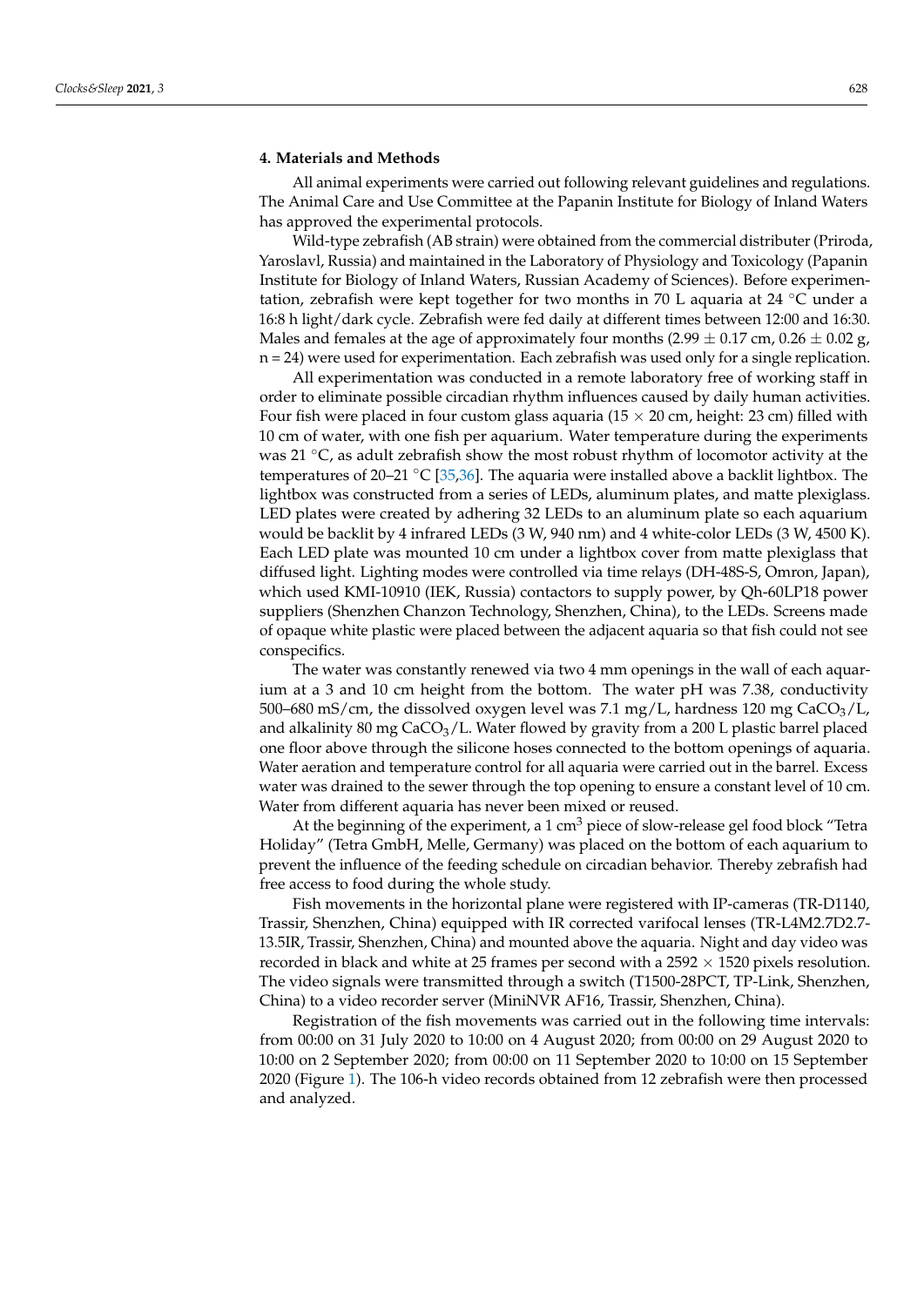## 4. Materials and Methods

All animal experiments were carried out following relevant guidelines and regulations. The Animal Care and Use Committee at the Papanin Institute for Biology of Inland Waters has approved the experimental protocols.

Wild-type zebrafish (AB strain) were obtained from the commercial distributer (Priroda, Yaroslavl, Russia) and maintained in the Laboratory of Physiology and Toxicology (Papanin Institute for Biology of Inland Waters, Russian Academy of Sciences). Before experimentation, zebrafish were kept together for two months in 70 L aquaria at 24 °C under a 16:8 h light/dark cycle. Zebrafish were fed daily at different times between 12:00 and 16:30. Males and females at the age of approximately four months ($2.99 \pm 0.17$ cm, $0.26 \pm 0.02$ g, $n = 24$) were used for experimentation. Each zebrafish was used only for a single replication.

All experimentation was conducted in a remote laboratory free of working staff in order to eliminate possible circadian rhythm influences caused by daily human activities. Four fish were placed in four custom glass aquaria ($15 \times 20$ cm, height: 23 cm) filled with 10 cm of water, with one fish per aquarium. Water temperature during the experiments was 21 °C, as adult zebrafish show the most robust rhythm of locomotor activity at the temperatures of 20–21 °C [35,36]. The aquaria were installed above a backlit lightbox. The lightbox was constructed from a series of LEDs, aluminum plates, and matte plexiglass. LED plates were created by adhering 32 LEDs to an aluminum plate so each aquarium would be backlit by 4 infrared LEDs (3 W, 940 nm) and 4 white-color LEDs (3 W, 4500 K). Each LED plate was mounted 10 cm under a lightbox cover from matte plexiglass that diffused light. Lighting modes were controlled via time relays (DH-48S-S, Omron, Japan), which used KMI-10910 (IEK, Russia) contactors to supply power, by Qh-60LP18 power suppliers (Shenzhen Chanzon Technology, Shenzhen, China), to the LEDs. Screens made of opaque white plastic were placed between the adjacent aquaria so that fish could not see conspecifics.

The water was constantly renewed via two 4 mm openings in the wall of each aquarium at a 3 and 10 cm height from the bottom. The water pH was 7.38, conductivity 500–680 mS/cm, the dissolved oxygen level was 7.1 mg/L, hardness 120 mg $CaCO_3$/L, and alkalinity 80 mg $CaCO_3$/L. Water flowed by gravity from a 200 L plastic barrel placed one floor above through the silicone hoses connected to the bottom openings of aquaria. Water aeration and temperature control for all aquaria were carried out in the barrel. Excess water was drained to the sewer through the top opening to ensure a constant level of 10 cm. Water from different aquaria has never been mixed or reused.

At the beginning of the experiment, a 1 $cm^3$ piece of slow-release gel food block "Tetra Holiday" (Tetra GmbH, Melle, Germany) was placed on the bottom of each aquarium to prevent the influence of the feeding schedule on circadian behavior. Thereby zebrafish had free access to food during the whole study.

Fish movements in the horizontal plane were registered with IP-cameras (TR-D1140, Trassir, Shenzhen, China) equipped with IR corrected varifocal lenses (TR-L4M2.7D2.7-13.5IR, Trassir, Shenzhen, China) and mounted above the aquaria. Night and day video was recorded in black and white at 25 frames per second with a $2592 \times 1520$ pixels resolution. The video signals were transmitted through a switch (T1500-28PCT, TP-Link, Shenzhen, China) to a video recorder server (MiniNVR AF16, Trassir, Shenzhen, China).

Registration of the fish movements was carried out in the following time intervals: from 00:00 on 31 July 2020 to 10:00 on 4 August 2020; from 00:00 on 29 August 2020 to 10:00 on 2 September 2020; from 00:00 on 11 September 2020 to 10:00 on 15 September 2020 (Figure 1). The 106-h video records obtained from 12 zebrafish were then processed and analyzed.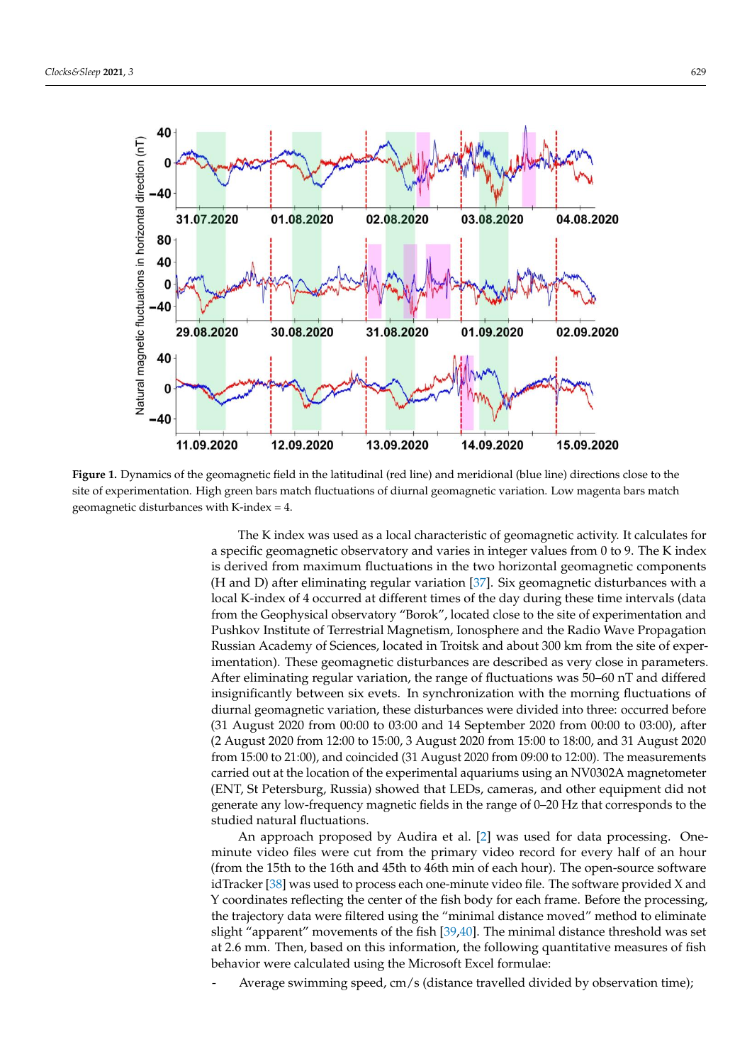Natural magnetic fluctuations in horizontal direction (nT)

40
0
−40
31.07.2020
01.08.2020
02.08.2020
03.08.2020
04.08.2020

80
40
0
−40
29.08.2020
30.08.2020
31.08.2020
01.09.2020
02.09.2020

40
0
−40
11.09.2020
12.09.2020
13.09.2020
14.09.2020
15.09.2020

**Figure 1.** Dynamics of the geomagnetic field in the latitudinal (red line) and meridional (blue line) directions close to the site of experimentation. High green bars match fluctuations of diurnal geomagnetic variation. Low magenta bars match geomagnetic disturbances with K-index = 4.

The K index was used as a local characteristic of geomagnetic activity. It calculates for a specific geomagnetic observatory and varies in integer values from 0 to 9. The K index is derived from maximum fluctuations in the two horizontal geomagnetic components (H and D) after eliminating regular variation [37]. Six geomagnetic disturbances with a local K-index of 4 occurred at different times of the day during these time intervals (data from the Geophysical observatory "Borok", located close to the site of experimentation and Pushkov Institute of Terrestrial Magnetism, Ionosphere and the Radio Wave Propagation Russian Academy of Sciences, located in Troitsk and about 300 km from the site of experimentation). These geomagnetic disturbances are described as very close in parameters. After eliminating regular variation, the range of fluctuations was 50–60 nT and differed insignificantly between six evets. In synchronization with the morning fluctuations of diurnal geomagnetic variation, these disturbances were divided into three: occurred before (31 August 2020 from 00:00 to 03:00 and 14 September 2020 from 00:00 to 03:00), after (2 August 2020 from 12:00 to 15:00, 3 August 2020 from 15:00 to 18:00, and 31 August 2020 from 15:00 to 21:00), and coincided (31 August 2020 from 09:00 to 12:00). The measurements carried out at the location of the experimental aquariums using an NV0302A magnetometer (ENT, St Petersburg, Russia) showed that LEDs, cameras, and other equipment did not generate any low-frequency magnetic fields in the range of 0–20 Hz that corresponds to the studied natural fluctuations.

An approach proposed by Audira et al. [2] was used for data processing. One-minute video files were cut from the primary video record for every half of an hour (from the 15th to the 16th and 45th to 46th min of each hour). The open-source software idTracker [38] was used to process each one-minute video file. The software provided X and Y coordinates reflecting the center of the fish body for each frame. Before the processing, the trajectory data were filtered using the "minimal distance moved" method to eliminate slight "apparent" movements of the fish [39,40]. The minimal distance threshold was set at 2.6 mm. Then, based on this information, the following quantitative measures of fish behavior were calculated using the Microsoft Excel formulae:

- Average swimming speed, cm/s (distance travelled divided by observation time);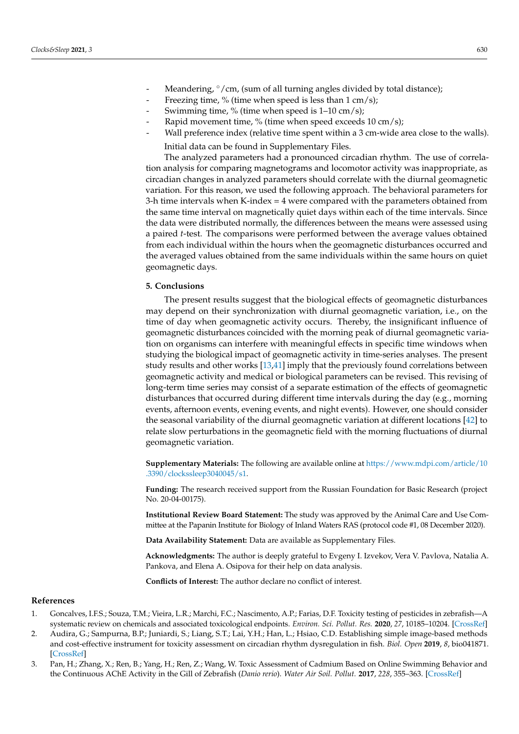- Meandering, °/cm, (sum of all turning angles divided by total distance);
- Freezing time, % (time when speed is less than 1 cm/s);
- Swimming time, % (time when speed is 1–10 cm/s);
- Rapid movement time, % (time when speed exceeds 10 cm/s);
- Wall preference index (relative time spent within a 3 cm-wide area close to the walls).

Initial data can be found in Supplementary Files.

The analyzed parameters had a pronounced circadian rhythm. The use of correlation analysis for comparing magnetograms and locomotor activity was inappropriate, as circadian changes in analyzed parameters should correlate with the diurnal geomagnetic variation. For this reason, we used the following approach. The behavioral parameters for 3-h time intervals when K-index = 4 were compared with the parameters obtained from the same time interval on magnetically quiet days within each of the time intervals. Since the data were distributed normally, the differences between the means were assessed using a paired *t*-test. The comparisons were performed between the average values obtained from each individual within the hours when the geomagnetic disturbances occurred and the averaged values obtained from the same individuals within the same hours on quiet geomagnetic days.

## 5. Conclusions

The present results suggest that the biological effects of geomagnetic disturbances may depend on their synchronization with diurnal geomagnetic variation, i.e., on the time of day when geomagnetic activity occurs. Thereby, the insignificant influence of geomagnetic disturbances coincided with the morning peak of diurnal geomagnetic variation on organisms can interfere with meaningful effects in specific time windows when studying the biological impact of geomagnetic activity in time-series analyses. The present study results and other works [13,41] imply that the previously found correlations between geomagnetic activity and medical or biological parameters can be revised. This revising of long-term time series may consist of a separate estimation of the effects of geomagnetic disturbances that occurred during different time intervals during the day (e.g., morning events, afternoon events, evening events, and night events). However, one should consider the seasonal variability of the diurnal geomagnetic variation at different locations [42] to relate slow perturbations in the geomagnetic field with the morning fluctuations of diurnal geomagnetic variation.

**Supplementary Materials:** The following are available online at https://www.mdpi.com/article/10.3390/clockssleep3040045/s1.

**Funding:** The research received support from the Russian Foundation for Basic Research (project No. 20-04-00175).

**Institutional Review Board Statement:** The study was approved by the Animal Care and Use Committee at the Papanin Institute for Biology of Inland Waters RAS (protocol code #1, 08 December 2020).

**Data Availability Statement:** Data are available as Supplementary Files.

**Acknowledgments:** The author is deeply grateful to Evgeny I. Izvekov, Vera V. Pavlova, Natalia A. Pankova, and Elena A. Osipova for their help on data analysis.

**Conflicts of Interest:** The author declare no conflict of interest.

## References

1. Goncalves, I.F.S.; Souza, T.M.; Vieira, L.R.; Marchi, F.C.; Nascimento, A.P.; Farias, D.F. Toxicity testing of pesticides in zebrafish—A systematic review on chemicals and associated toxicological endpoints. *Environ. Sci. Pollut. Res.* **2020**, *27*, 10185–10204. [CrossRef]
2. Audira, G.; Sampurna, B.P.; Juniardi, S.; Liang, S.T.; Lai, Y.H.; Han, L.; Hsiao, C.D. Establishing simple image-based methods and cost-effective instrument for toxicity assessment on circadian rhythm dysregulation in fish. *Biol. Open* **2019**, *8*, bio041871. [CrossRef]
3. Pan, H.; Zhang, X.; Ren, B.; Yang, H.; Ren, Z.; Wang, W. Toxic Assessment of Cadmium Based on Online Swimming Behavior and the Continuous AChE Activity in the Gill of Zebrafish (*Danio rerio*). *Water Air Soil. Pollut.* **2017**, *228*, 355–363. [CrossRef]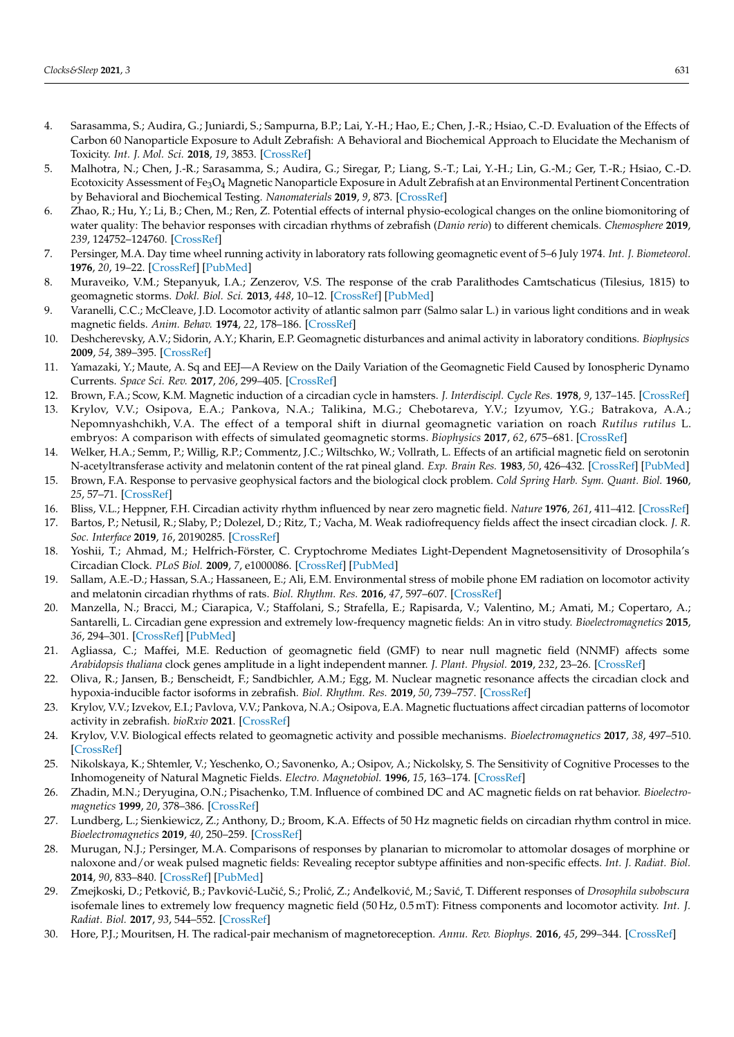4. Sarasamma, S.; Audira, G.; Juniardi, S.; Sampurna, B.P.; Lai, Y.-H.; Hao, E.; Chen, J.-R.; Hsiao, C.-D. Evaluation of the Effects of Carbon 60 Nanoparticle Exposure to Adult Zebrafish: A Behavioral and Biochemical Approach to Elucidate the Mechanism of Toxicity. *Int. J. Mol. Sci.* **2018**, *19*, 3853. [CrossRef]
5. Malhotra, N.; Chen, J.-R.; Sarasamma, S.; Audira, G.; Siregar, P.; Liang, S.-T.; Lai, Y.-H.; Lin, G.-M.; Ger, T.-R.; Hsiao, C.-D. Ecotoxicity Assessment of $Fe_3O_4$ Magnetic Nanoparticle Exposure in Adult Zebrafish at an Environmental Pertinent Concentration by Behavioral and Biochemical Testing. *Nanomaterials* **2019**, *9*, 873. [CrossRef]
6. Zhao, R.; Hu, Y.; Li, B.; Chen, M.; Ren, Z. Potential effects of internal physio-ecological changes on the online biomonitoring of water quality: The behavior responses with circadian rhythms of zebrafish (*Danio rerio*) to different chemicals. *Chemosphere* **2019**, *239*, 124752–124760. [CrossRef]
7. Persinger, M.A. Day time wheel running activity in laboratory rats following geomagnetic event of 5–6 July 1974. *Int. J. Biometeorol.* **1976**, *20*, 19–22. [CrossRef] [PubMed]
8. Muraveiko, V.M.; Stepanyuk, I.A.; Zenzerov, V.S. The response of the crab Paralithodes Camtschaticus (Tilesius, 1815) to geomagnetic storms. *Dokl. Biol. Sci.* **2013**, *448*, 10–12. [CrossRef] [PubMed]
9. Varanelli, C.C.; McCleave, J.D. Locomotor activity of atlantic salmon parr (Salmo salar L.) in various light conditions and in weak magnetic fields. *Anim. Behav.* **1974**, *22*, 178–186. [CrossRef]
10. Deshcherevsky, A.V.; Sidorin, A.Y.; Kharin, E.P. Geomagnetic disturbances and animal activity in laboratory conditions. *Biophysics* **2009**, *54*, 389–395. [CrossRef]
11. Yamazaki, Y.; Maute, A. Sq and EEJ—A Review on the Daily Variation of the Geomagnetic Field Caused by Ionospheric Dynamo Currents. *Space Sci. Rev.* **2017**, *206*, 299–405. [CrossRef]
12. Brown, F.A.; Scow, K.M. Magnetic induction of a circadian cycle in hamsters. *J. Interdiscipl. Cycle Res.* **1978**, *9*, 137–145. [CrossRef]
13. Krylov, V.V.; Osipova, E.A.; Pankova, N.A.; Talikina, M.G.; Chebotareva, Y.V.; Izyumov, Y.G.; Batrakova, A.A.; Nepomnyashchikh, V.A. The effect of a temporal shift in diurnal geomagnetic variation on roach *Rutilus rutilus* L. embryos: A comparison with effects of simulated geomagnetic storms. *Biophysics* **2017**, *62*, 675–681. [CrossRef]
14. Welker, H.A.; Semm, P.; Willig, R.P.; Commentz, J.C.; Wiltschko, W.; Vollrath, L. Effects of an artificial magnetic field on serotonin N-acetyltransferase activity and melatonin content of the rat pineal gland. *Exp. Brain Res.* **1983**, *50*, 426–432. [CrossRef] [PubMed]
15. Brown, F.A. Response to pervasive geophysical factors and the biological clock problem. *Cold Spring Harb. Sym. Quant. Biol.* **1960**, *25*, 57–71. [CrossRef]
16. Bliss, V.L.; Heppner, F.H. Circadian activity rhythm influenced by near zero magnetic field. *Nature* **1976**, *261*, 411–412. [CrossRef]
17. Bartos, P.; Netusil, R.; Slaby, P.; Dolezel, D.; Ritz, T.; Vacha, M. Weak radiofrequency fields affect the insect circadian clock. *J. R. Soc. Interface* **2019**, *16*, 20190285. [CrossRef]
18. Yoshii, T.; Ahmad, M.; Helfrich-Förster, C. Cryptochrome Mediates Light-Dependent Magnetosensitivity of Drosophila's Circadian Clock. *PLoS Biol.* **2009**, *7*, e1000086. [CrossRef] [PubMed]
19. Sallam, A.E.-D.; Hassan, S.A.; Hassaneen, E.; Ali, E.M. Environmental stress of mobile phone EM radiation on locomotor activity and melatonin circadian rhythms of rats. *Biol. Rhythm. Res.* **2016**, *47*, 597–607. [CrossRef]
20. Manzella, N.; Bracci, M.; Ciarapica, V.; Staffolani, S.; Strafella, E.; Rapisarda, V.; Valentino, M.; Amati, M.; Copertaro, A.; Santarelli, L. Circadian gene expression and extremely low-frequency magnetic fields: An in vitro study. *Bioelectromagnetics* **2015**, *36*, 294–301. [CrossRef] [PubMed]
21. Agliassa, C.; Maffei, M.E. Reduction of geomagnetic field (GMF) to near null magnetic field (NNMF) affects some *Arabidopsis thaliana* clock genes amplitude in a light independent manner. *J. Plant. Physiol.* **2019**, *232*, 23–26. [CrossRef]
22. Oliva, R.; Jansen, B.; Benscheidt, F.; Sandbichler, A.M.; Egg, M. Nuclear magnetic resonance affects the circadian clock and hypoxia-inducible factor isoforms in zebrafish. *Biol. Rhythm. Res.* **2019**, *50*, 739–757. [CrossRef]
23. Krylov, V.V.; Izvekov, E.I.; Pavlova, V.V.; Pankova, N.A.; Osipova, E.A. Magnetic fluctuations affect circadian patterns of locomotor activity in zebrafish. *bioRxiv* **2021**. [CrossRef]
24. Krylov, V.V. Biological effects related to geomagnetic activity and possible mechanisms. *Bioelectromagnetics* **2017**, *38*, 497–510. [CrossRef]
25. Nikolskaya, K.; Shtemler, V.; Yeschenko, O.; Savonenko, A.; Osipov, A.; Nickolsky, S. The Sensitivity of Cognitive Processes to the Inhomogeneity of Natural Magnetic Fields. *Electro. Magnetobiol.* **1996**, *15*, 163–174. [CrossRef]
26. Zhadin, M.N.; Deryugina, O.N.; Pisachenko, T.M. Influence of combined DC and AC magnetic fields on rat behavior. *Bioelectromagnetics* **1999**, *20*, 378–386. [CrossRef]
27. Lundberg, L.; Sienkiewicz, Z.; Anthony, D.; Broom, K.A. Effects of 50 Hz magnetic fields on circadian rhythm control in mice. *Bioelectromagnetics* **2019**, *40*, 250–259. [CrossRef]
28. Murugan, N.J.; Persinger, M.A. Comparisons of responses by planarian to micromolar to attomolar dosages of morphine or naloxone and/or weak pulsed magnetic fields: Revealing receptor subtype affinities and non-specific effects. *Int. J. Radiat. Biol.* **2014**, *90*, 833–840. [CrossRef] [PubMed]
29. Zmejkoski, D.; Petković, B.; Pavković-Lučić, S.; Prolić, Z.; Anđelković, M.; Savić, T. Different responses of *Drosophila subobscura* isofemale lines to extremely low frequency magnetic field (50 Hz, 0.5 mT): Fitness components and locomotor activity. *Int. J. Radiat. Biol.* **2017**, *93*, 544–552. [CrossRef]
30. Hore, P.J.; Mouritsen, H. The radical-pair mechanism of magnetoreception. *Annu. Rev. Biophys.* **2016**, *45*, 299–344. [CrossRef]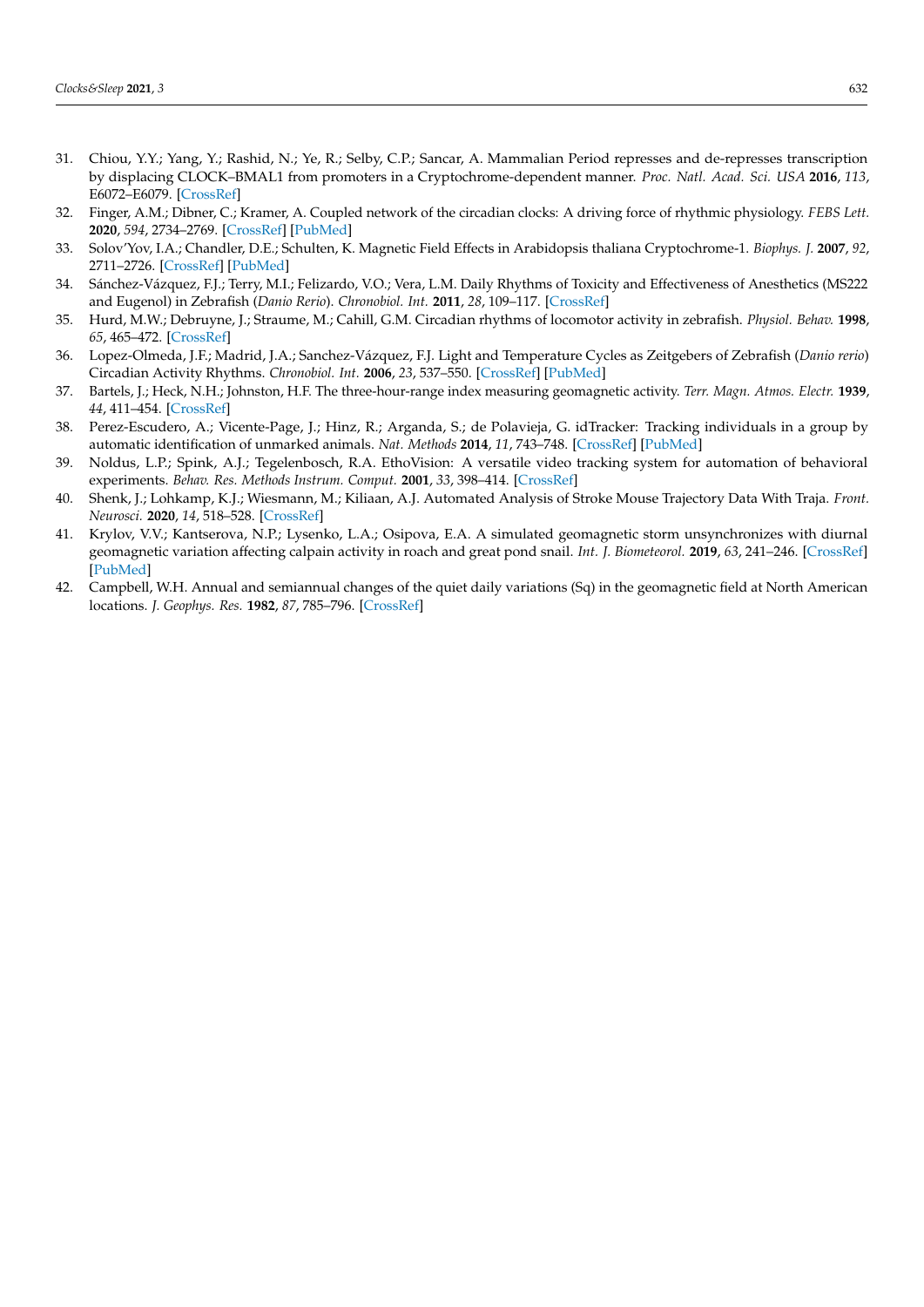31. Chiou, Y.Y.; Yang, Y.; Rashid, N.; Ye, R.; Selby, C.P.; Sancar, A. Mammalian Period represses and de-represses transcription by displacing CLOCK–BMAL1 from promoters in a Cryptochrome-dependent manner. *Proc. Natl. Acad. Sci. USA* **2016**, *113*, E6072–E6079. [CrossRef]
32. Finger, A.M.; Dibner, C.; Kramer, A. Coupled network of the circadian clocks: A driving force of rhythmic physiology. *FEBS Lett.* **2020**, *594*, 2734–2769. [CrossRef] [PubMed]
33. Solov'Yov, I.A.; Chandler, D.E.; Schulten, K. Magnetic Field Effects in Arabidopsis thaliana Cryptochrome-1. *Biophys. J.* **2007**, *92*, 2711–2726. [CrossRef] [PubMed]
34. Sánchez-Vázquez, F.J.; Terry, M.I.; Felizardo, V.O.; Vera, L.M. Daily Rhythms of Toxicity and Effectiveness of Anesthetics (MS222 and Eugenol) in Zebrafish (*Danio Rerio*). *Chronobiol. Int.* **2011**, *28*, 109–117. [CrossRef]
35. Hurd, M.W.; Debruyne, J.; Straume, M.; Cahill, G.M. Circadian rhythms of locomotor activity in zebrafish. *Physiol. Behav.* **1998**, *65*, 465–472. [CrossRef]
36. Lopez-Olmeda, J.F.; Madrid, J.A.; Sanchez-Vázquez, F.J. Light and Temperature Cycles as Zeitgebers of Zebrafish (*Danio rerio*) Circadian Activity Rhythms. *Chronobiol. Int.* **2006**, *23*, 537–550. [CrossRef] [PubMed]
37. Bartels, J.; Heck, N.H.; Johnston, H.F. The three-hour-range index measuring geomagnetic activity. *Terr. Magn. Atmos. Electr.* **1939**, *44*, 411–454. [CrossRef]
38. Perez-Escudero, A.; Vicente-Page, J.; Hinz, R.; Arganda, S.; de Polavieja, G. idTracker: Tracking individuals in a group by automatic identification of unmarked animals. *Nat. Methods* **2014**, *11*, 743–748. [CrossRef] [PubMed]
39. Noldus, L.P.; Spink, A.J.; Tegelenbosch, R.A. EthoVision: A versatile video tracking system for automation of behavioral experiments. *Behav. Res. Methods Instrum. Comput.* **2001**, *33*, 398–414. [CrossRef]
40. Shenk, J.; Lohkamp, K.J.; Wiesmann, M.; Kiliaan, A.J. Automated Analysis of Stroke Mouse Trajectory Data With Traja. *Front. Neurosci.* **2020**, *14*, 518–528. [CrossRef]
41. Krylov, V.V.; Kantserova, N.P.; Lysenko, L.A.; Osipova, E.A. A simulated geomagnetic storm unsynchronizes with diurnal geomagnetic variation affecting calpain activity in roach and great pond snail. *Int. J. Biometeorol.* **2019**, *63*, 241–246. [CrossRef] [PubMed]
42. Campbell, W.H. Annual and semiannual changes of the quiet daily variations (Sq) in the geomagnetic field at North American locations. *J. Geophys. Res.* **1982**, *87*, 785–796. [CrossRef]